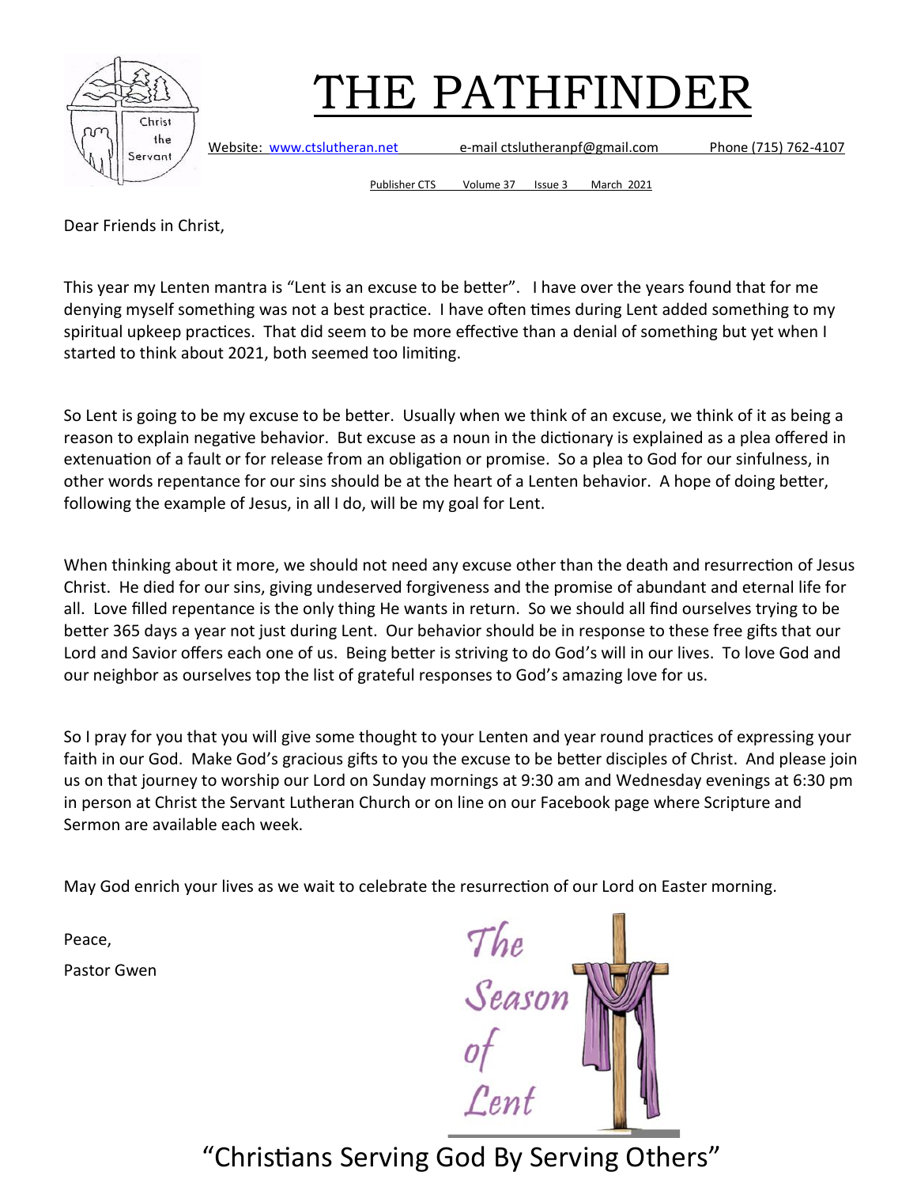# THE PATHFINDER

Website: www.ctslutheran.net    e-mail ctslutheranpf@gmail.com    Phone (715) 762-4107

Publisher CTS    Volume 37    Issue 3    March 2021

Dear Friends in Christ,

This year my Lenten mantra is "Lent is an excuse to be better". I have over the years found that for me denying myself something was not a best practice. I have often times during Lent added something to my spiritual upkeep practices. That did seem to be more effective than a denial of something but yet when I started to think about 2021, both seemed too limiting.

So Lent is going to be my excuse to be better. Usually when we think of an excuse, we think of it as being a reason to explain negative behavior. But excuse as a noun in the dictionary is explained as a plea offered in extenuation of a fault or for release from an obligation or promise. So a plea to God for our sinfulness, in other words repentance for our sins should be at the heart of a Lenten behavior. A hope of doing better, following the example of Jesus, in all I do, will be my goal for Lent.

When thinking about it more, we should not need any excuse other than the death and resurrection of Jesus Christ. He died for our sins, giving undeserved forgiveness and the promise of abundant and eternal life for all. Love filled repentance is the only thing He wants in return. So we should all find ourselves trying to be better 365 days a year not just during Lent. Our behavior should be in response to these free gifts that our Lord and Savior offers each one of us. Being better is striving to do God's will in our lives. To love God and our neighbor as ourselves top the list of grateful responses to God's amazing love for us.

So I pray for you that you will give some thought to your Lenten and year round practices of expressing your faith in our God. Make God's gracious gifts to you the excuse to be better disciples of Christ. And please join us on that journey to worship our Lord on Sunday mornings at 9:30 am and Wednesday evenings at 6:30 pm in person at Christ the Servant Lutheran Church or on line on our Facebook page where Scripture and Sermon are available each week.

May God enrich your lives as we wait to celebrate the resurrection of our Lord on Easter morning.

Peace,

Pastor Gwen

The Season of Lent

"Christians Serving God By Serving Others"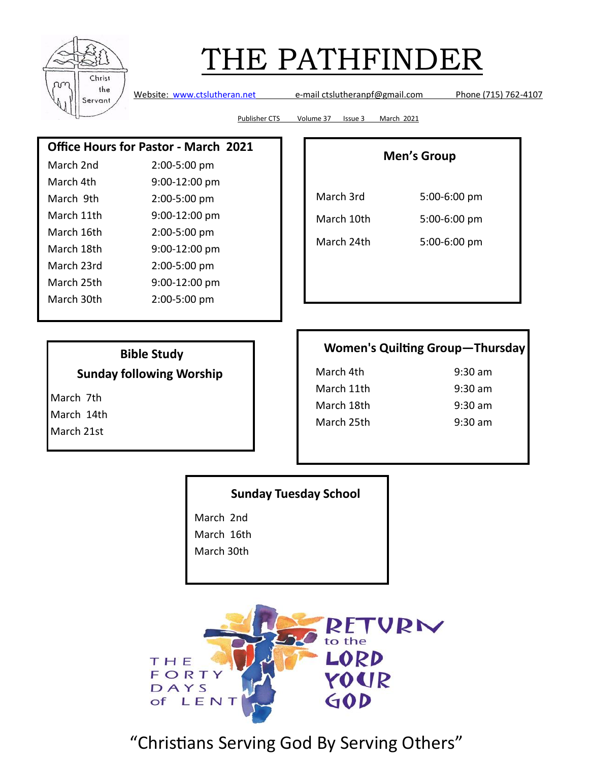# THE PATHFINDER

Website: www.ctslutheran.net  e-mail ctslutheranpf@gmail.com  Phone (715) 762-4107

Publisher CTS  Volume 37  Issue 3  March 2021

## Office Hours for Pastor - March 2021

| | |
|---|---|
| March 2nd | 2:00-5:00 pm |
| March 4th | 9:00-12:00 pm |
| March 9th | 2:00-5:00 pm |
| March 11th | 9:00-12:00 pm |
| March 16th | 2:00-5:00 pm |
| March 18th | 9:00-12:00 pm |
| March 23rd | 2:00-5:00 pm |
| March 25th | 9:00-12:00 pm |
| March 30th | 2:00-5:00 pm |

## Men's Group

| | |
|---|---|
| March 3rd | 5:00-6:00 pm |
| March 10th | 5:00-6:00 pm |
| March 24th | 5:00-6:00 pm |

## Bible Study
### Sunday following Worship

March 7th
March 14th
March 21st

## Women's Quilting Group—Thursday

| | |
|---|---|
| March 4th | 9:30 am |
| March 11th | 9:30 am |
| March 18th | 9:30 am |
| March 25th | 9:30 am |

## Sunday Tuesday School

March 2nd
March 16th
March 30th

THE FORTY DAYS of LENT

RETURN to the LORD YOUR GOD

"Christians Serving God By Serving Others"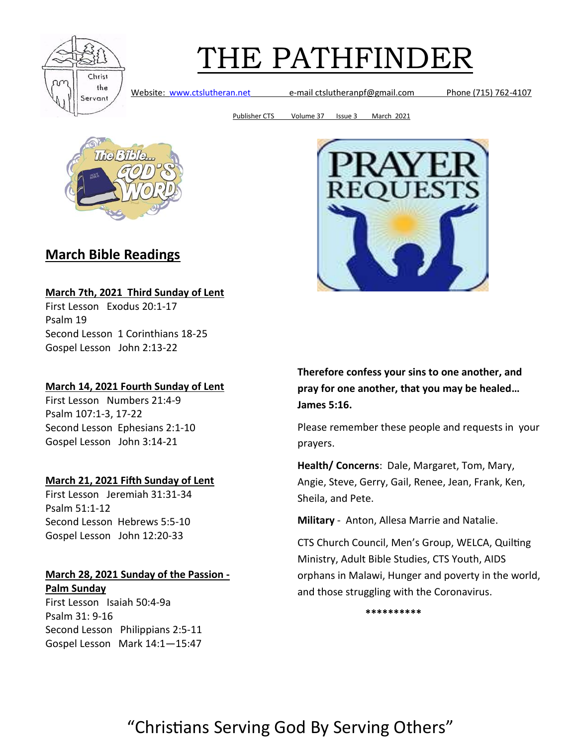// CLAIM: Text-only transcription as instructed; no image refs on this page.
# THE PATHFINDER

Website: www.ctslutheran.net e-mail ctslutheranpf@gmail.com Phone (715) 762-4107

Publisher CTS Volume 37 Issue 3 March 2021

## March Bible Readings

**March 7th, 2021 Third Sunday of Lent**
First Lesson Exodus 20:1-17
Psalm 19
Second Lesson 1 Corinthians 18-25
Gospel Lesson John 2:13-22

**March 14, 2021 Fourth Sunday of Lent**
First Lesson Numbers 21:4-9
Psalm 107:1-3, 17-22
Second Lesson Ephesians 2:1-10
Gospel Lesson John 3:14-21

**March 21, 2021 Fifth Sunday of Lent**
First Lesson Jeremiah 31:31-34
Psalm 51:1-12
Second Lesson Hebrews 5:5-10
Gospel Lesson John 12:20-33

**March 28, 2021 Sunday of the Passion - Palm Sunday**
First Lesson Isaiah 50:4-9a
Psalm 31: 9-16
Second Lesson Philippians 2:5-11
Gospel Lesson Mark 14:1—15:47

## PRAYER REQUESTS

**Therefore confess your sins to one another, and pray for one another, that you may be healed… James 5:16.**

Please remember these people and requests in your prayers.

**Health/ Concerns**: Dale, Margaret, Tom, Mary, Angie, Steve, Gerry, Gail, Renee, Jean, Frank, Ken, Sheila, and Pete.

**Military** - Anton, Allesa Marrie and Natalie.

CTS Church Council, Men's Group, WELCA, Quilting Ministry, Adult Bible Studies, CTS Youth, AIDS orphans in Malawi, Hunger and poverty in the world, and those struggling with the Coronavirus.

**********

"Christians Serving God By Serving Others"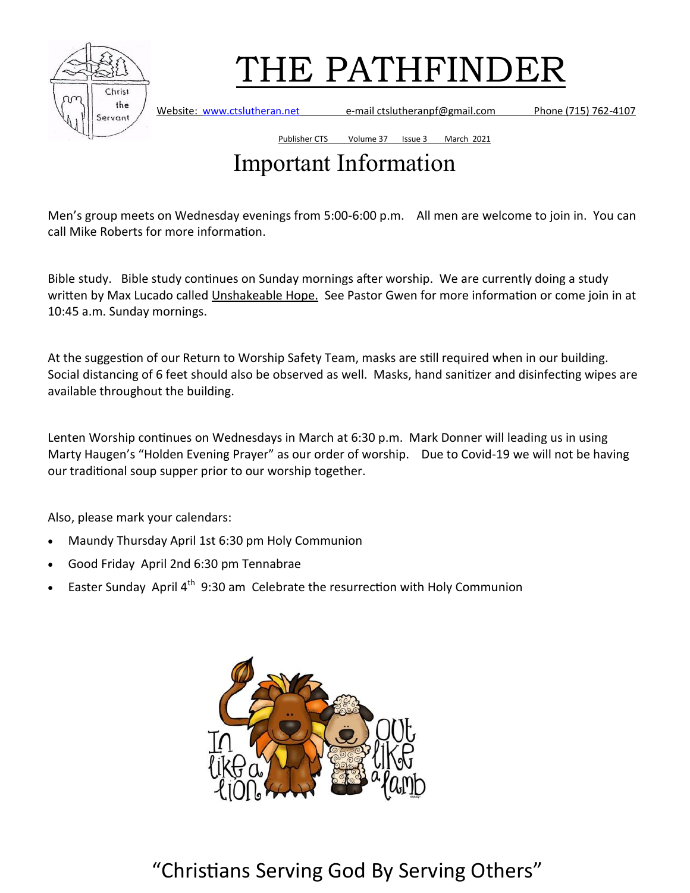# THE PATHFINDER

Website: www.ctslutheran.net e-mail ctslutheranpf@gmail.com Phone (715) 762-4107

Publisher CTS Volume 37 Issue 3 March 2021

## Important Information

Men's group meets on Wednesday evenings from 5:00-6:00 p.m. All men are welcome to join in. You can call Mike Roberts for more information.

Bible study. Bible study continues on Sunday mornings after worship. We are currently doing a study written by Max Lucado called Unshakeable Hope. See Pastor Gwen for more information or come join in at 10:45 a.m. Sunday mornings.

At the suggestion of our Return to Worship Safety Team, masks are still required when in our building. Social distancing of 6 feet should also be observed as well. Masks, hand sanitizer and disinfecting wipes are available throughout the building.

Lenten Worship continues on Wednesdays in March at 6:30 p.m. Mark Donner will leading us in using Marty Haugen's "Holden Evening Prayer" as our order of worship. Due to Covid-19 we will not be having our traditional soup supper prior to our worship together.

Also, please mark your calendars:

- Maundy Thursday April 1st 6:30 pm Holy Communion
- Good Friday April 2nd 6:30 pm Tennabrae
- Easter Sunday April 4th 9:30 am Celebrate the resurrection with Holy Communion

"Christians Serving God By Serving Others"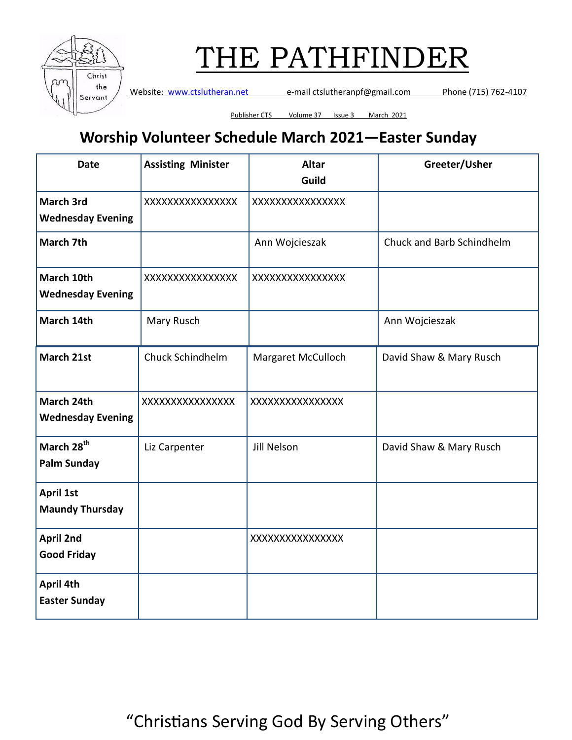# THE PATHFINDER

Website: www.ctslutheran.net e-mail ctslutheranpf@gmail.com Phone (715) 762-4107

Publisher CTS Volume 37 Issue 3 March 2021

## Worship Volunteer Schedule March 2021—Easter Sunday

| Date | Assisting Minister | Altar Guild | Greeter/Usher |
|---|---|---|---|
| **March 3rd Wednesday Evening** | XXXXXXXXXXXXXXX | XXXXXXXXXXXXXXX | |
| **March 7th** | | Ann Wojcieszak | Chuck and Barb Schindhelm |
| **March 10th Wednesday Evening** | XXXXXXXXXXXXXXX | XXXXXXXXXXXXXXX | |
| **March 14th** | Mary Rusch | | Ann Wojcieszak |
| **March 21st** | Chuck Schindhelm | Margaret McCulloch | David Shaw & Mary Rusch |
| **March 24th Wednesday Evening** | XXXXXXXXXXXXXXX | XXXXXXXXXXXXXXX | |
| **March 28th Palm Sunday** | Liz Carpenter | Jill Nelson | David Shaw & Mary Rusch |
| **April 1st Maundy Thursday** | | | |
| **April 2nd Good Friday** | | XXXXXXXXXXXXXXX | |
| **April 4th Easter Sunday** | | | |

“Christians Serving God By Serving Others”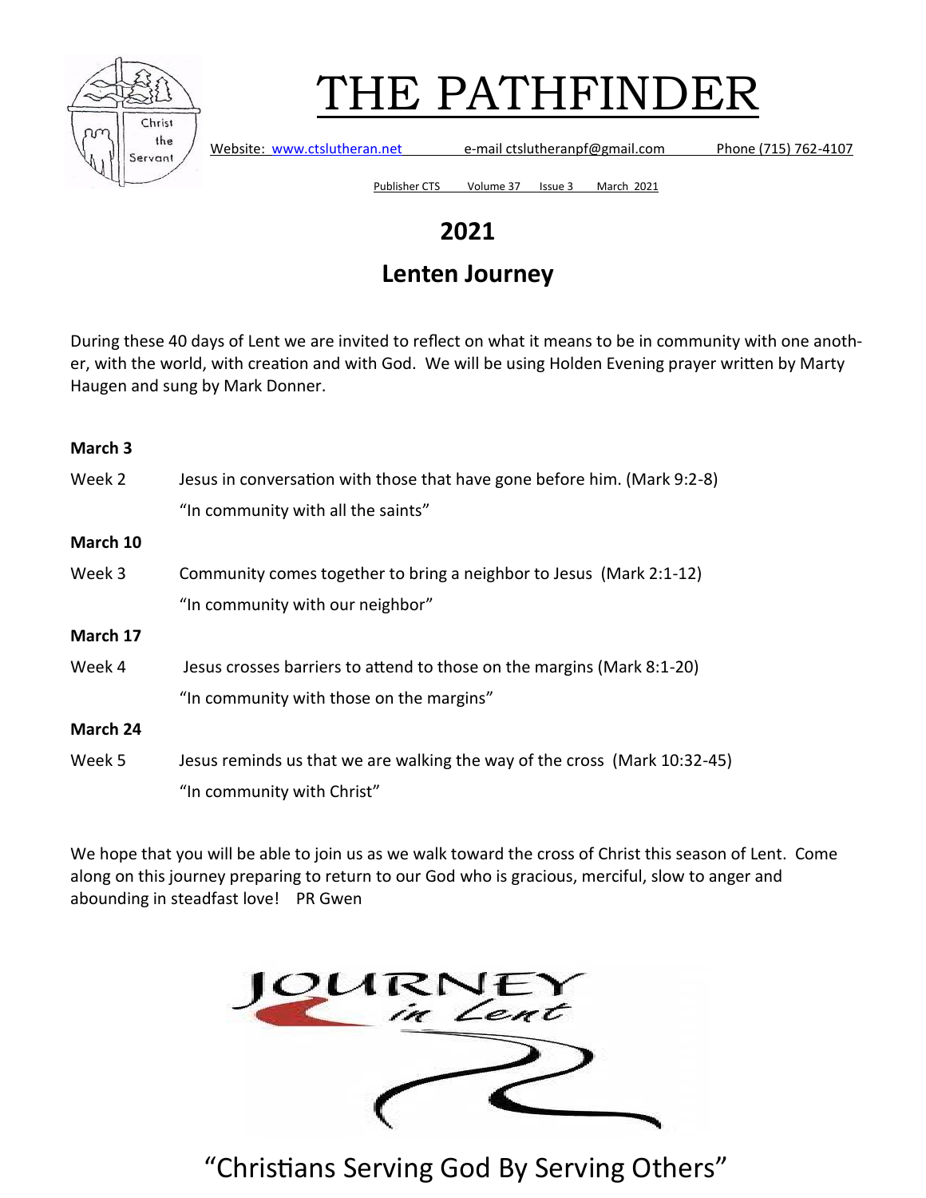# THE PATHFINDER

Website: www.ctslutheran.net e-mail ctslutheranpf@gmail.com Phone (715) 762-4107

Publisher CTS Volume 37 Issue 3 March 2021

## 2021

## Lenten Journey

During these 40 days of Lent we are invited to reflect on what it means to be in community with one another, with the world, with creation and with God. We will be using Holden Evening prayer written by Marty Haugen and sung by Mark Donner.

**March 3**

Week 2 Jesus in conversation with those that have gone before him. (Mark 9:2-8)

"In community with all the saints"

**March 10**

Week 3 Community comes together to bring a neighbor to Jesus (Mark 2:1-12)

"In community with our neighbor"

**March 17**

Week 4 Jesus crosses barriers to attend to those on the margins (Mark 8:1-20)

"In community with those on the margins"

**March 24**

Week 5 Jesus reminds us that we are walking the way of the cross (Mark 10:32-45)

"In community with Christ"

We hope that you will be able to join us as we walk toward the cross of Christ this season of Lent. Come along on this journey preparing to return to our God who is gracious, merciful, slow to anger and abounding in steadfast love! PR Gwen

JOURNEY in Lent

"Christians Serving God By Serving Others"